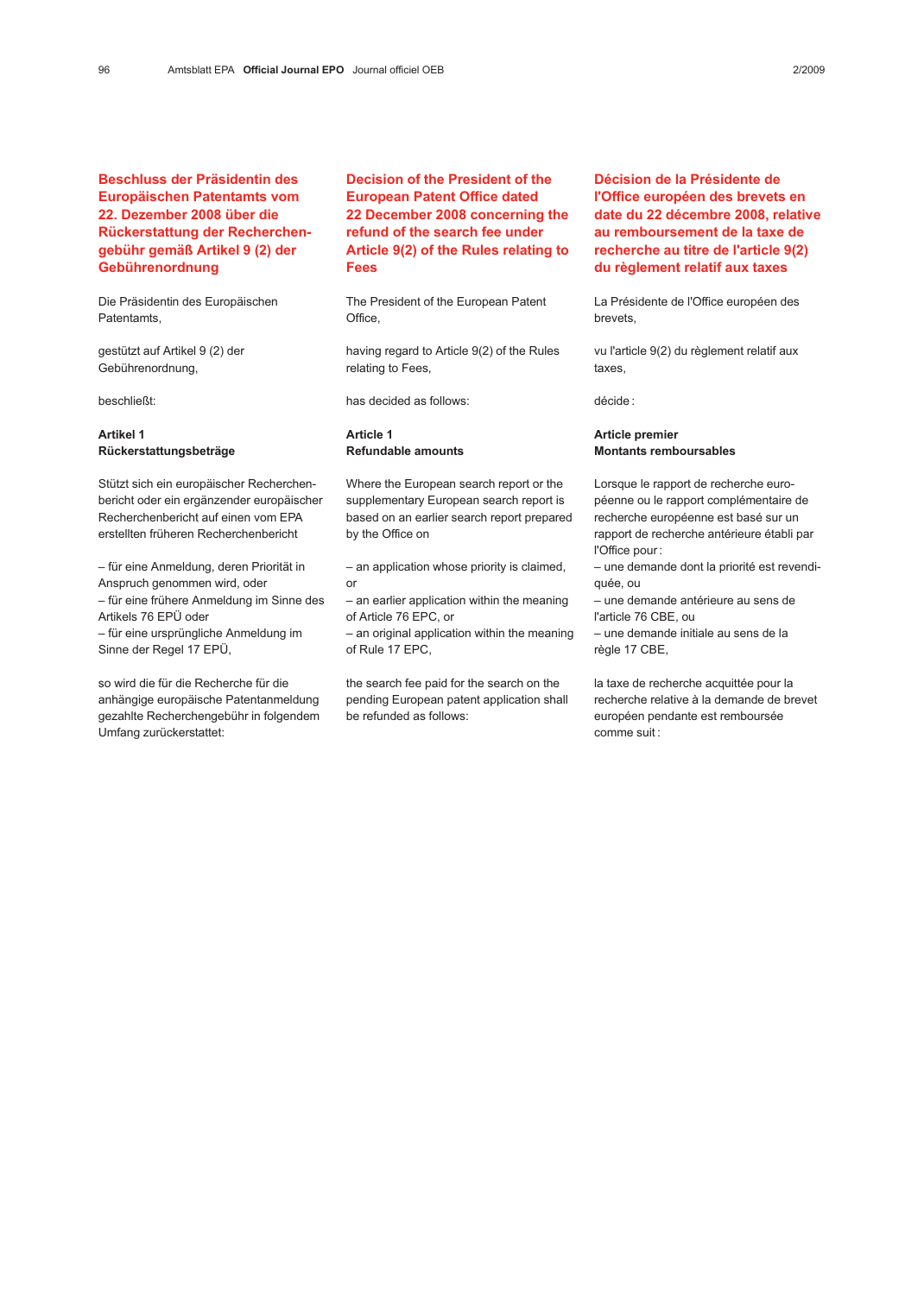# Beschluss der Präsidentin des Europäischen Patentamts vom 22. Dezember 2008 über die Rückerstattung der Recherchengebühr gemäß Artikel 9 (2) der Gebührenordnung

Die Präsidentin des Europäischen Patentamts,

gestützt auf Artikel 9 (2) der Gebührenordnung,

beschließt:

**Artikel 1**
**Rückerstattungsbeträge**

Stützt sich ein europäischer Recherchenbericht oder ein ergänzender europäischer Recherchenbericht auf einen vom EPA erstellten früheren Recherchenbericht

– für eine Anmeldung, deren Priorität in Anspruch genommen wird, oder
– für eine frühere Anmeldung im Sinne des Artikels 76 EPÜ oder
– für eine ursprüngliche Anmeldung im Sinne der Regel 17 EPÜ,

so wird die für die Recherche für die anhängige europäische Patentanmeldung gezahlte Recherchengebühr in folgendem Umfang zurückerstattet:

# Decision of the President of the European Patent Office dated 22 December 2008 concerning the refund of the search fee under Article 9(2) of the Rules relating to Fees

The President of the European Patent Office,

having regard to Article 9(2) of the Rules relating to Fees,

has decided as follows:

**Article 1**
**Refundable amounts**

Where the European search report or the supplementary European search report is based on an earlier search report prepared by the Office on

– an application whose priority is claimed, or
– an earlier application within the meaning of Article 76 EPC, or
– an original application within the meaning of Rule 17 EPC,

the search fee paid for the search on the pending European patent application shall be refunded as follows:

# Décision de la Présidente de l'Office européen des brevets en date du 22 décembre 2008, relative au remboursement de la taxe de recherche au titre de l'article 9(2) du règlement relatif aux taxes

La Présidente de l'Office européen des brevets,

vu l'article 9(2) du règlement relatif aux taxes,

décide :

**Article premier**
**Montants remboursables**

Lorsque le rapport de recherche européenne ou le rapport complémentaire de recherche européenne est basé sur un rapport de recherche antérieure établi par l'Office pour :
– une demande dont la priorité est revendiquée, ou
– une demande antérieure au sens de l'article 76 CBE, ou
– une demande initiale au sens de la règle 17 CBE,

la taxe de recherche acquittée pour la recherche relative à la demande de brevet européen pendante est remboursée comme suit :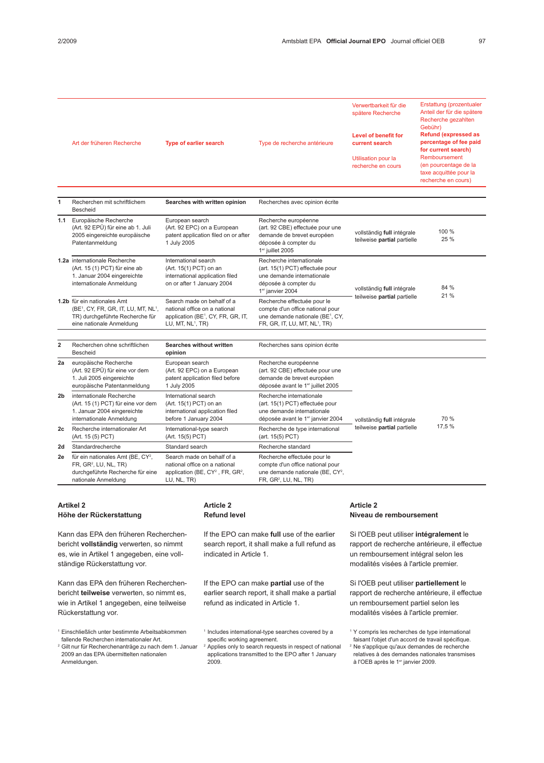| | Art der früheren Recherche | Type of earlier search | Type de recherche antérieure | Verwertbarkeit für die spätere Recherche **Level of benefit for current search** Utilisation pour la recherche en cours | Erstattung (prozentualer Anteil der für die spätere Recherche gezahlten Gebühr) **Refund (expressed as percentage of fee paid for current search)** Remboursement (en pourcentage de la taxe acquittée pour la recherche en cours) |
|---|---|---|---|---|---|
| **1** | Recherchen mit schriftlichem Bescheid | **Searches with written opinion** | Recherches avec opinion écrite | | |
| **1.1** | Europäische Recherche (Art. 92 EPÜ) für eine ab 1. Juli 2005 eingereichte europäische Patentanmeldung | European search (Art. 92 EPC) on a European patent application filed on or after 1 July 2005 | Recherche européenne (art. 92 CBE) effectuée pour une demande de brevet européen déposée à compter du 1er juillet 2005 | vollständig **full** intégrale<br>teilweise **partial** partielle | 100 %<br>25 % |
| **1.2a** | internationale Recherche (Art. 15 (1) PCT) für eine ab 1. Januar 2004 eingereichte internationale Anmeldung | International search (Art. 15(1) PCT) on an international application filed on or after 1 January 2004 | Recherche internationale (art. 15(1) PCT) effectuée pour une demande internationale déposée à compter du 1er janvier 2004 | vollständig **full** intégrale<br>teilweise **partial** partielle | 84 %<br>21 % |
| **1.2b** | für ein nationales Amt (BE[1], CY, FR, GR, IT, LU, MT, NL[1], TR) durchgeführte Recherche für eine nationale Anmeldung | Search made on behalf of a national office on a national application (BE[1], CY, FR, GR, IT, LU, MT, NL[1], TR) | Recherche effectuée pour le compte d'un office national pour une demande nationale (BE[1], CY, FR, GR, IT, LU, MT, NL[1], TR) | | |
| **2** | Recherchen ohne schriftlichen Bescheid | **Searches without written opinion** | Recherches sans opinion écrite | | |
| **2a** | europäische Recherche (Art. 92 EPÜ) für eine vor dem 1. Juli 2005 eingereichte europäische Patentanmeldung | European search (Art. 92 EPC) on a European patent application filed before 1 July 2005 | Recherche européenne (art. 92 CBE) effectuée pour une demande de brevet européen déposée avant le 1er juillet 2005 | vollständig **full** intégrale<br>teilweise **partial** partielle | 70 %<br>17,5 % |
| **2b** | internationale Recherche (Art. 15 (1) PCT) für eine vor dem 1. Januar 2004 eingereichte internationale Anmeldung | International search (Art. 15(1) PCT) on an international application filed before 1 January 2004 | Recherche internationale (art. 15(1) PCT) effectuée pour une demande internationale déposée avant le 1er janvier 2004 | | |
| **2c** | Recherche internationaler Art (Art. 15 (5) PCT) | International-type search (Art. 15(5) PCT) | Recherche de type international (art. 15(5) PCT) | | |
| **2d** | Standardrecherche | Standard search | Recherche standard | | |
| **2e** | für ein nationales Amt (BE, CY[2], FR, GR[2], LU, NL, TR) durchgeführte Recherche für eine nationale Anmeldung | Search made on behalf of a national office on a national application (BE, CY[2], FR, GR[2], LU, NL, TR) | Recherche effectuée pour le compte d'un office national pour une demande nationale (BE, CY[2], FR, GR[2], LU, NL, TR) | | |

## Artikel 2
## Höhe der Rückerstattung

Kann das EPA den früheren Recherchenbericht **vollständig** verwerten, so nimmt es, wie in Artikel 1 angegeben, eine vollständige Rückerstattung vor.

Kann das EPA den früheren Recherchenbericht **teilweise** verwerten, so nimmt es, wie in Artikel 1 angegeben, eine teilweise Rückerstattung vor.

## Article 2
## Refund level

If the EPO can make **full** use of the earlier search report, it shall make a full refund as indicated in Article 1.

If the EPO can make **partial** use of the earlier search report, it shall make a partial refund as indicated in Article 1.

## Article 2
## Niveau de remboursement

Si l'OEB peut utiliser **intégralement** le rapport de recherche antérieure, il effectue un remboursement intégral selon les modalités visées à l'article premier.

Si l'OEB peut utiliser **partiellement** le rapport de recherche antérieure, il effectue un remboursement partiel selon les modalités visées à l'article premier.

[1] Einschließlich unter bestimmte Arbeitsabkommen fallende Recherchen internationaler Art.
[2] Gilt nur für Rechercheanträge zu nach dem 1. Januar 2009 an das EPA übermittelten nationalen Anmeldungen.

[1] Includes international-type searches covered by a specific working agreement.
[2] Applies only to search requests in respect of national applications transmitted to the EPO after 1 January 2009.

[1] Y compris les recherches de type international faisant l'objet d'un accord de travail spécifique.
[2] Ne s'applique qu'aux demandes de recherche relatives à des demandes nationales transmises à l'OEB après le 1er janvier 2009.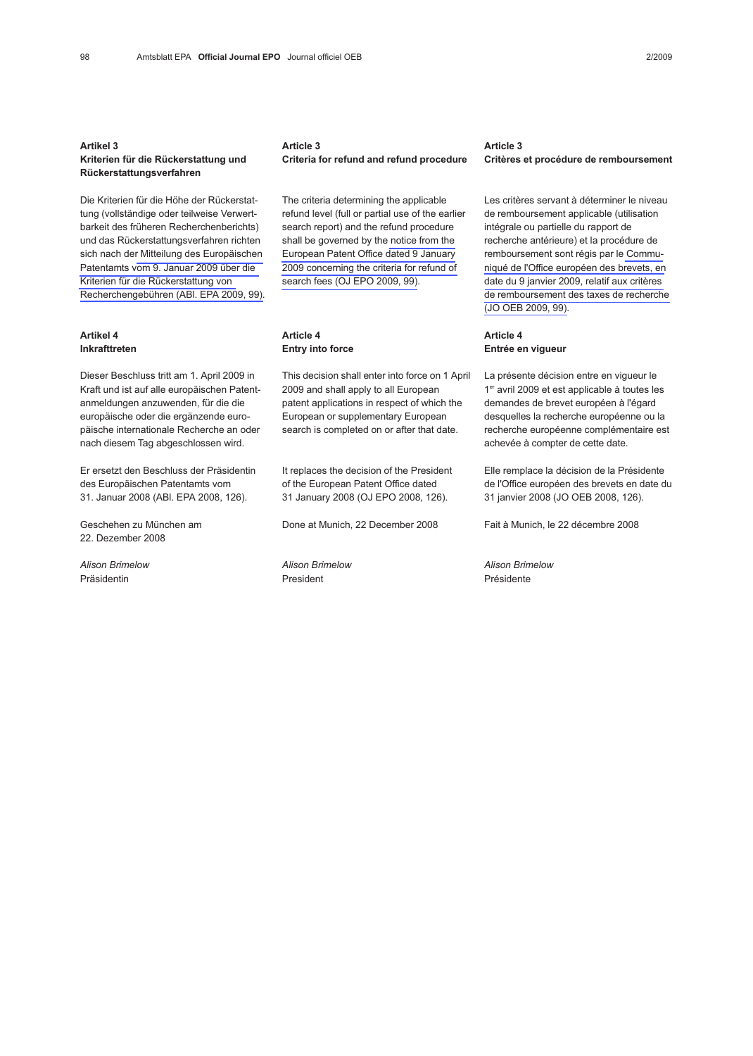### Artikel 3
### Kriterien für die Rückerstattung und Rückerstattungsverfahren

Die Kriterien für die Höhe der Rückerstattung (vollständige oder teilweise Verwertbarkeit des früheren Recherchenberichts) und das Rückerstattungsverfahren richten sich nach der Mitteilung des Europäischen Patentamts vom 9. Januar 2009 über die Kriterien für die Rückerstattung von Recherchengebühren (ABl. EPA 2009, 99).

### Artikel 4
### Inkrafttreten

Dieser Beschluss tritt am 1. April 2009 in Kraft und ist auf alle europäischen Patentanmeldungen anzuwenden, für die die europäische oder die ergänzende europäische internationale Recherche an oder nach diesem Tag abgeschlossen wird.

Er ersetzt den Beschluss der Präsidentin des Europäischen Patentamts vom 31. Januar 2008 (ABl. EPA 2008, 126).

Geschehen zu München am 22. Dezember 2008

*Alison Brimelow*
Präsidentin

### Article 3
### Criteria for refund and refund procedure

The criteria determining the applicable refund level (full or partial use of the earlier search report) and the refund procedure shall be governed by the notice from the European Patent Office dated 9 January 2009 concerning the criteria for refund of search fees (OJ EPO 2009, 99).

### Article 4
### Entry into force

This decision shall enter into force on 1 April 2009 and shall apply to all European patent applications in respect of which the European or supplementary European search is completed on or after that date.

It replaces the decision of the President of the European Patent Office dated 31 January 2008 (OJ EPO 2008, 126).

Done at Munich, 22 December 2008

*Alison Brimelow*
President

### Article 3
### Critères et procédure de remboursement

Les critères servant à déterminer le niveau de remboursement applicable (utilisation intégrale ou partielle du rapport de recherche antérieure) et la procédure de remboursement sont régis par le Communiqué de l'Office européen des brevets, en date du 9 janvier 2009, relatif aux critères de remboursement des taxes de recherche (JO OEB 2009, 99).

### Article 4
### Entrée en vigueur

La présente décision entre en vigueur le 1er avril 2009 et est applicable à toutes les demandes de brevet européen à l'égard desquelles la recherche européenne ou la recherche européenne complémentaire est achevée à compter de cette date.

Elle remplace la décision de la Présidente de l'Office européen des brevets en date du 31 janvier 2008 (JO OEB 2008, 126).

Fait à Munich, le 22 décembre 2008

*Alison Brimelow*
Présidente